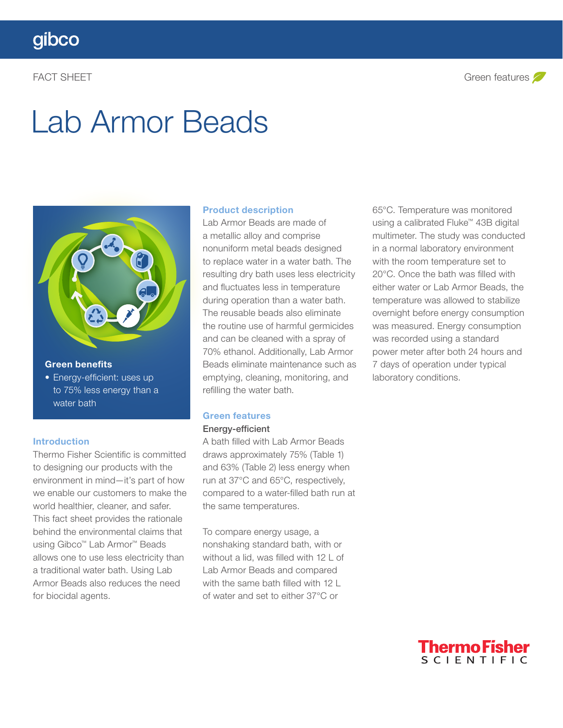gibco

FACT SHEET

Green features

# Lab Armor Beads

### Green benefits

- Energy-efficient: uses up to 75% less energy than a water bath

## Introduction

Thermo Fisher Scientific is committed to designing our products with the environment in mind—it's part of how we enable our customers to make the world healthier, cleaner, and safer. This fact sheet provides the rationale behind the environmental claims that using Gibco™ Lab Armor™ Beads allows one to use less electricity than a traditional water bath. Using Lab Armor Beads also reduces the need for biocidal agents.

## Product description

Lab Armor Beads are made of a metallic alloy and comprise nonuniform metal beads designed to replace water in a water bath. The resulting dry bath uses less electricity and fluctuates less in temperature during operation than a water bath. The reusable beads also eliminate the routine use of harmful germicides and can be cleaned with a spray of 70% ethanol. Additionally, Lab Armor Beads eliminate maintenance such as emptying, cleaning, monitoring, and refilling the water bath.

## Green features

### Energy-efficient

A bath filled with Lab Armor Beads draws approximately 75% (Table 1) and 63% (Table 2) less energy when run at 37°C and 65°C, respectively, compared to a water-filled bath run at the same temperatures.

To compare energy usage, a nonshaking standard bath, with or without a lid, was filled with 12 L of Lab Armor Beads and compared with the same bath filled with 12 L of water and set to either 37°C or 65°C. Temperature was monitored using a calibrated Fluke™ 43B digital multimeter. The study was conducted in a normal laboratory environment with the room temperature set to 20°C. Once the bath was filled with either water or Lab Armor Beads, the temperature was allowed to stabilize overnight before energy consumption was measured. Energy consumption was recorded using a standard power meter after both 24 hours and 7 days of operation under typical laboratory conditions.

ThermoFisher SCIENTIFIC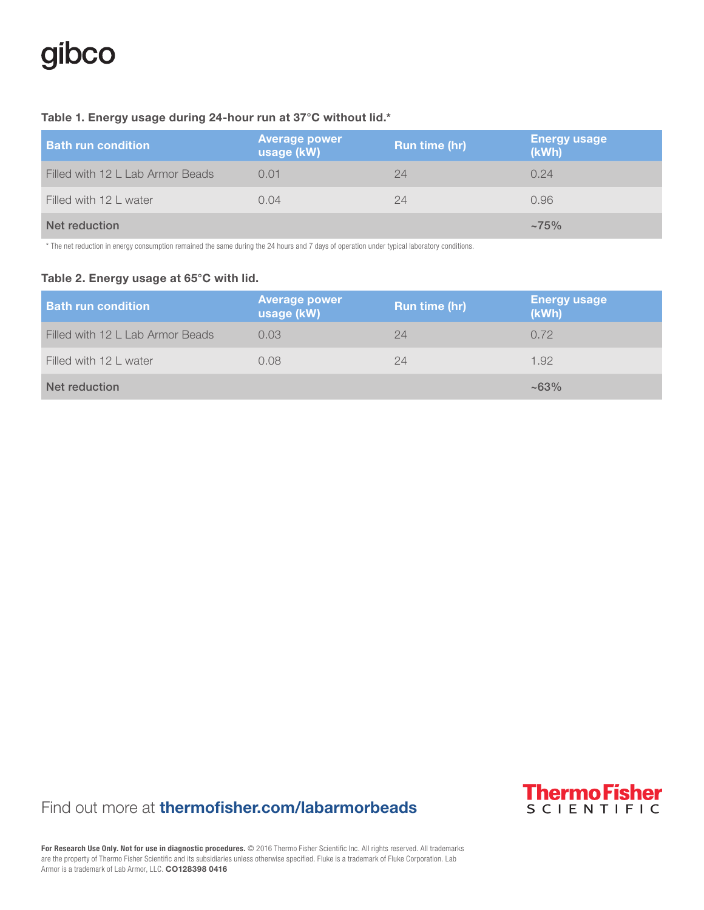**Table 1. Energy usage during 24-hour run at 37°C without lid.***

| Bath run condition | Average power usage (kW) | Run time (hr) | Energy usage (kWh) |
| --- | --- | --- | --- |
| Filled with 12 L Lab Armor Beads | 0.01 | 24 | 0.24 |
| Filled with 12 L water | 0.04 | 24 | 0.96 |
| **Net reduction** | | | **~75%** |

* The net reduction in energy consumption remained the same during the 24 hours and 7 days of operation under typical laboratory conditions.

**Table 2. Energy usage at 65°C with lid.**

| Bath run condition | Average power usage (kW) | Run time (hr) | Energy usage (kWh) |
| --- | --- | --- | --- |
| Filled with 12 L Lab Armor Beads | 0.03 | 24 | 0.72 |
| Filled with 12 L water | 0.08 | 24 | 1.92 |
| **Net reduction** | | | **~63%** |

Find out more at **thermofisher.com/labarmorbeads**

**For Research Use Only. Not for use in diagnostic procedures.** © 2016 Thermo Fisher Scientific Inc. All rights reserved. All trademarks are the property of Thermo Fisher Scientific and its subsidiaries unless otherwise specified. Fluke is a trademark of Fluke Corporation. Lab Armor is a trademark of Lab Armor, LLC. **CO128398 0416**